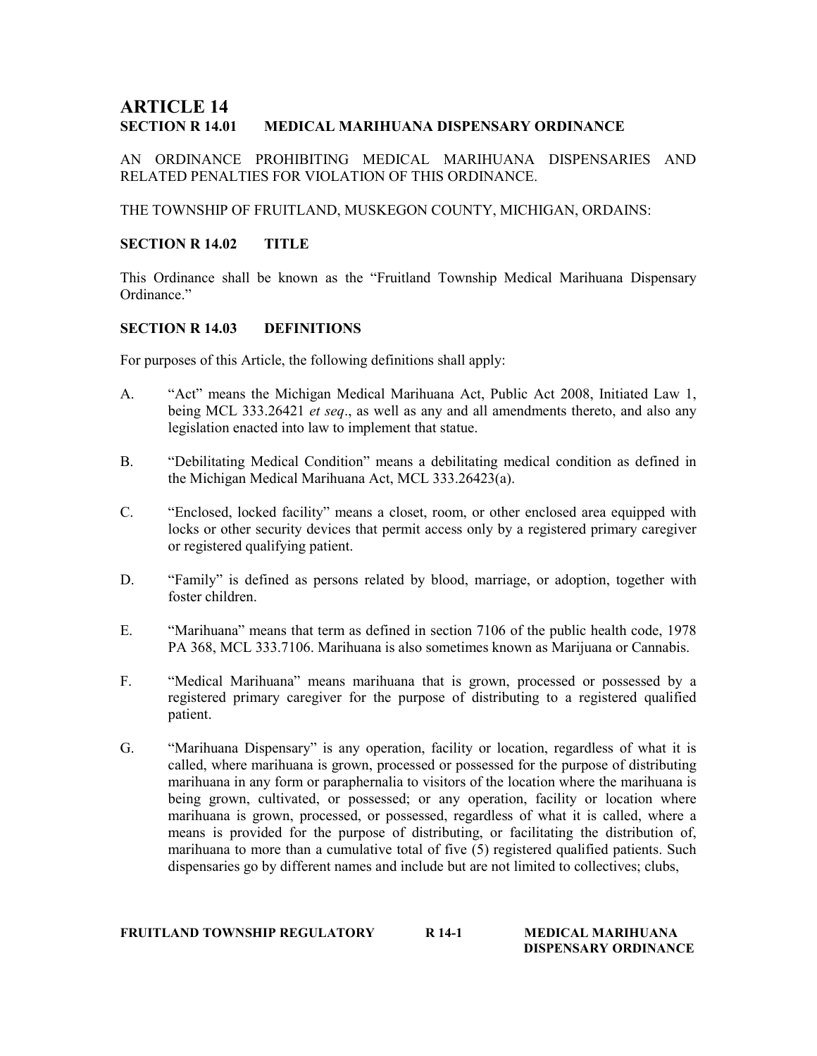# ARTICLE 14

## SECTION R 14.01 MEDICAL MARIHUANA DISPENSARY ORDINANCE

AN ORDINANCE PROHIBITING MEDICAL MARIHUANA DISPENSARIES AND RELATED PENALTIES FOR VIOLATION OF THIS ORDINANCE.

THE TOWNSHIP OF FRUITLAND, MUSKEGON COUNTY, MICHIGAN, ORDAINS:

### SECTION R 14.02 TITLE

This Ordinance shall be known as the "Fruitland Township Medical Marihuana Dispensary Ordinance."

### SECTION R 14.03 DEFINITIONS

For purposes of this Article, the following definitions shall apply:

A. "Act" means the Michigan Medical Marihuana Act, Public Act 2008, Initiated Law 1, being MCL 333.26421 *et seq*., as well as any and all amendments thereto, and also any legislation enacted into law to implement that statue.

B. "Debilitating Medical Condition" means a debilitating medical condition as defined in the Michigan Medical Marihuana Act, MCL 333.26423(a).

C. "Enclosed, locked facility" means a closet, room, or other enclosed area equipped with locks or other security devices that permit access only by a registered primary caregiver or registered qualifying patient.

D. "Family" is defined as persons related by blood, marriage, or adoption, together with foster children.

E. "Marihuana" means that term as defined in section 7106 of the public health code, 1978 PA 368, MCL 333.7106. Marihuana is also sometimes known as Marijuana or Cannabis.

F. "Medical Marihuana" means marihuana that is grown, processed or possessed by a registered primary caregiver for the purpose of distributing to a registered qualified patient.

G. "Marihuana Dispensary" is any operation, facility or location, regardless of what it is called, where marihuana is grown, processed or possessed for the purpose of distributing marihuana in any form or paraphernalia to visitors of the location where the marihuana is being grown, cultivated, or possessed; or any operation, facility or location where marihuana is grown, processed, or possessed, regardless of what it is called, where a means is provided for the purpose of distributing, or facilitating the distribution of, marihuana to more than a cumulative total of five (5) registered qualified patients. Such dispensaries go by different names and include but are not limited to collectives; clubs,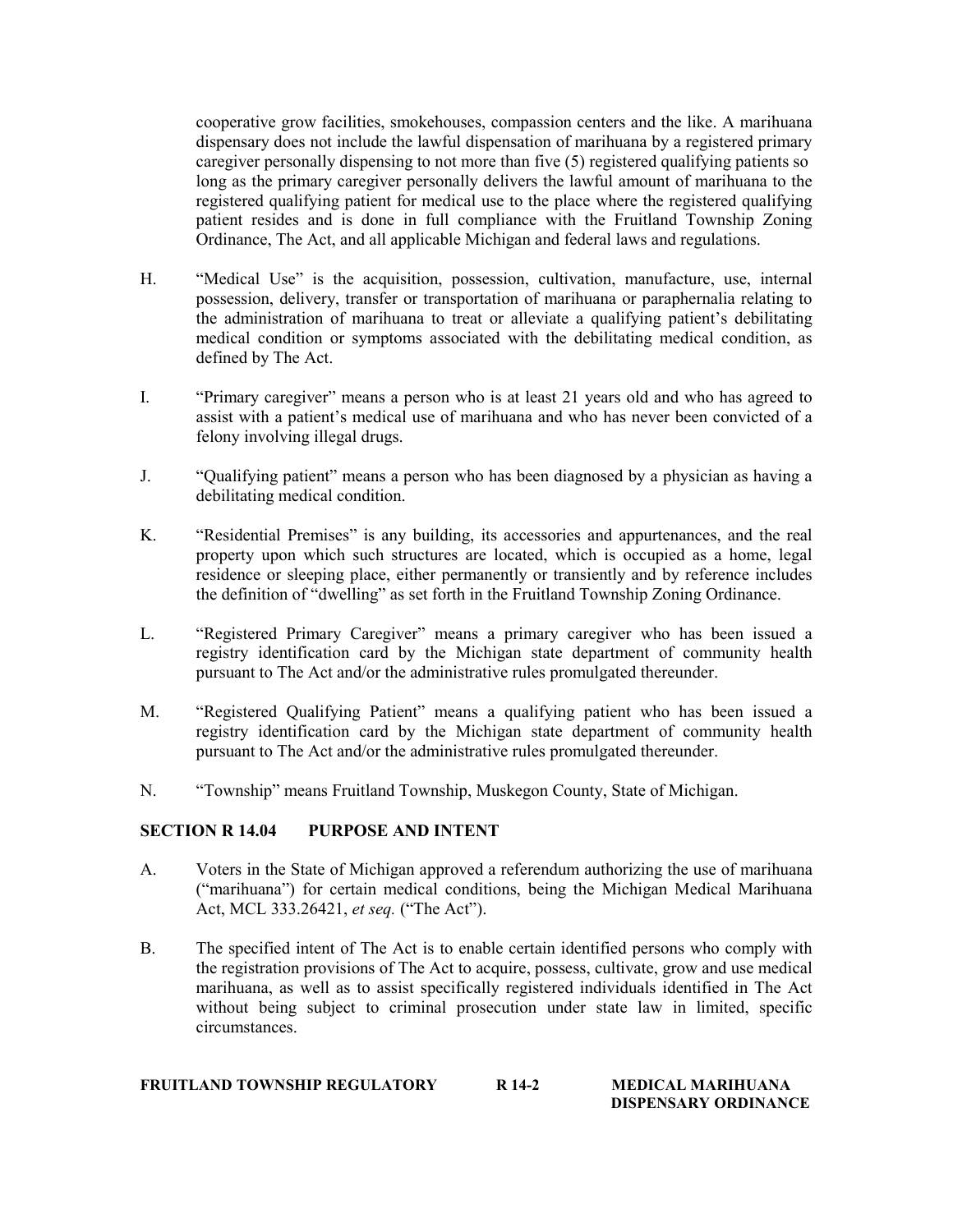cooperative grow facilities, smokehouses, compassion centers and the like. A marihuana dispensary does not include the lawful dispensation of marihuana by a registered primary caregiver personally dispensing to not more than five (5) registered qualifying patients so long as the primary caregiver personally delivers the lawful amount of marihuana to the registered qualifying patient for medical use to the place where the registered qualifying patient resides and is done in full compliance with the Fruitland Township Zoning Ordinance, The Act, and all applicable Michigan and federal laws and regulations.

H. "Medical Use" is the acquisition, possession, cultivation, manufacture, use, internal possession, delivery, transfer or transportation of marihuana or paraphernalia relating to the administration of marihuana to treat or alleviate a qualifying patient's debilitating medical condition or symptoms associated with the debilitating medical condition, as defined by The Act.

I. "Primary caregiver" means a person who is at least 21 years old and who has agreed to assist with a patient's medical use of marihuana and who has never been convicted of a felony involving illegal drugs.

J. "Qualifying patient" means a person who has been diagnosed by a physician as having a debilitating medical condition.

K. "Residential Premises" is any building, its accessories and appurtenances, and the real property upon which such structures are located, which is occupied as a home, legal residence or sleeping place, either permanently or transiently and by reference includes the definition of "dwelling" as set forth in the Fruitland Township Zoning Ordinance.

L. "Registered Primary Caregiver" means a primary caregiver who has been issued a registry identification card by the Michigan state department of community health pursuant to The Act and/or the administrative rules promulgated thereunder.

M. "Registered Qualifying Patient" means a qualifying patient who has been issued a registry identification card by the Michigan state department of community health pursuant to The Act and/or the administrative rules promulgated thereunder.

N. "Township" means Fruitland Township, Muskegon County, State of Michigan.

## SECTION R 14.04 PURPOSE AND INTENT

A. Voters in the State of Michigan approved a referendum authorizing the use of marihuana ("marihuana") for certain medical conditions, being the Michigan Medical Marihuana Act, MCL 333.26421, *et seq.* ("The Act").

B. The specified intent of The Act is to enable certain identified persons who comply with the registration provisions of The Act to acquire, possess, cultivate, grow and use medical marihuana, as well as to assist specifically registered individuals identified in The Act without being subject to criminal prosecution under state law in limited, specific circumstances.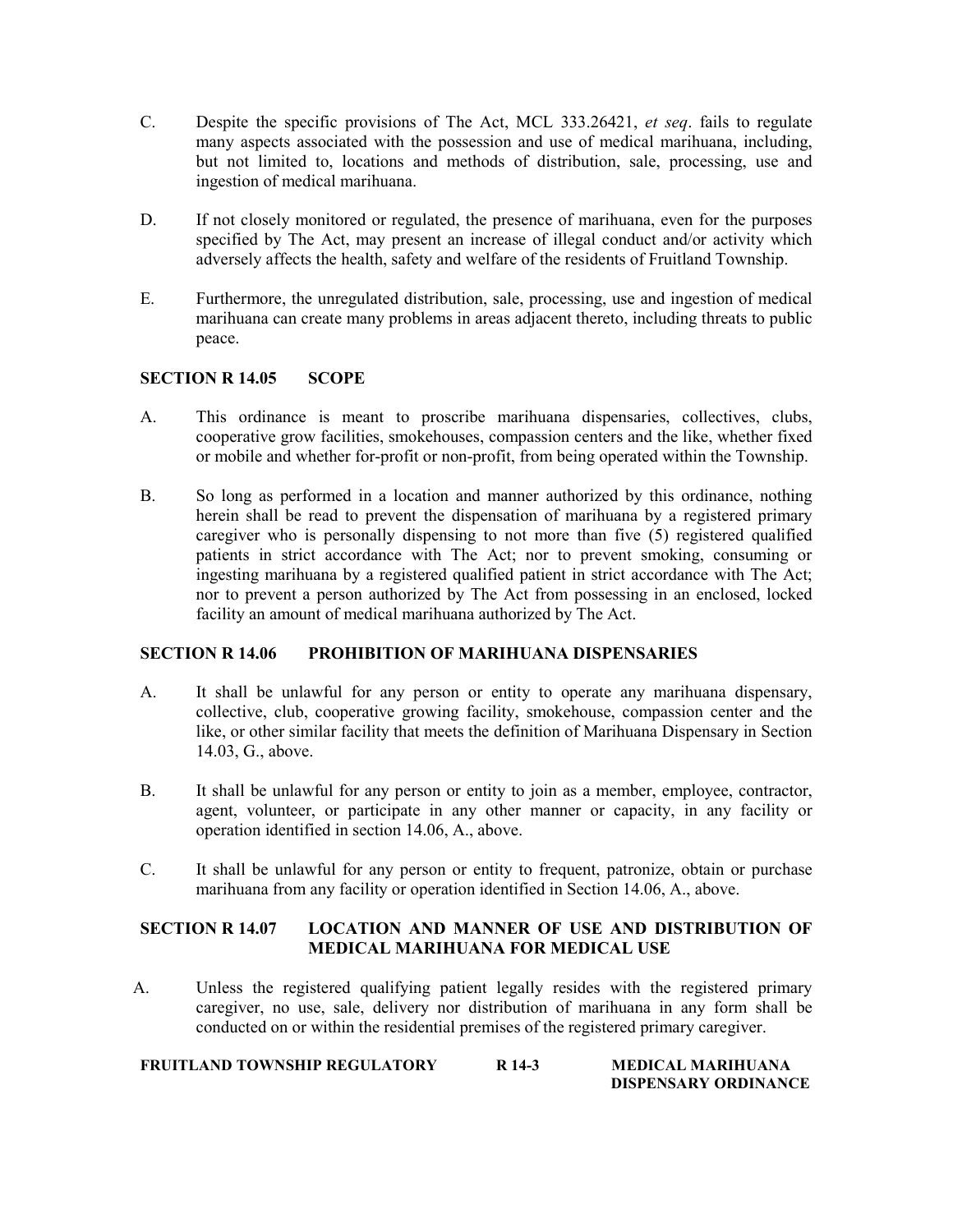C. Despite the specific provisions of The Act, MCL 333.26421, *et seq*. fails to regulate many aspects associated with the possession and use of medical marihuana, including, but not limited to, locations and methods of distribution, sale, processing, use and ingestion of medical marihuana.

D. If not closely monitored or regulated, the presence of marihuana, even for the purposes specified by The Act, may present an increase of illegal conduct and/or activity which adversely affects the health, safety and welfare of the residents of Fruitland Township.

E. Furthermore, the unregulated distribution, sale, processing, use and ingestion of medical marihuana can create many problems in areas adjacent thereto, including threats to public peace.

### SECTION R 14.05 SCOPE

A. This ordinance is meant to proscribe marihuana dispensaries, collectives, clubs, cooperative grow facilities, smokehouses, compassion centers and the like, whether fixed or mobile and whether for-profit or non-profit, from being operated within the Township.

B. So long as performed in a location and manner authorized by this ordinance, nothing herein shall be read to prevent the dispensation of marihuana by a registered primary caregiver who is personally dispensing to not more than five (5) registered qualified patients in strict accordance with The Act; nor to prevent smoking, consuming or ingesting marihuana by a registered qualified patient in strict accordance with The Act; nor to prevent a person authorized by The Act from possessing in an enclosed, locked facility an amount of medical marihuana authorized by The Act.

### SECTION R 14.06 PROHIBITION OF MARIHUANA DISPENSARIES

A. It shall be unlawful for any person or entity to operate any marihuana dispensary, collective, club, cooperative growing facility, smokehouse, compassion center and the like, or other similar facility that meets the definition of Marihuana Dispensary in Section 14.03, G., above.

B. It shall be unlawful for any person or entity to join as a member, employee, contractor, agent, volunteer, or participate in any other manner or capacity, in any facility or operation identified in section 14.06, A., above.

C. It shall be unlawful for any person or entity to frequent, patronize, obtain or purchase marihuana from any facility or operation identified in Section 14.06, A., above.

### SECTION R 14.07 LOCATION AND MANNER OF USE AND DISTRIBUTION OF MEDICAL MARIHUANA FOR MEDICAL USE

A. Unless the registered qualifying patient legally resides with the registered primary caregiver, no use, sale, delivery nor distribution of marihuana in any form shall be conducted on or within the residential premises of the registered primary caregiver.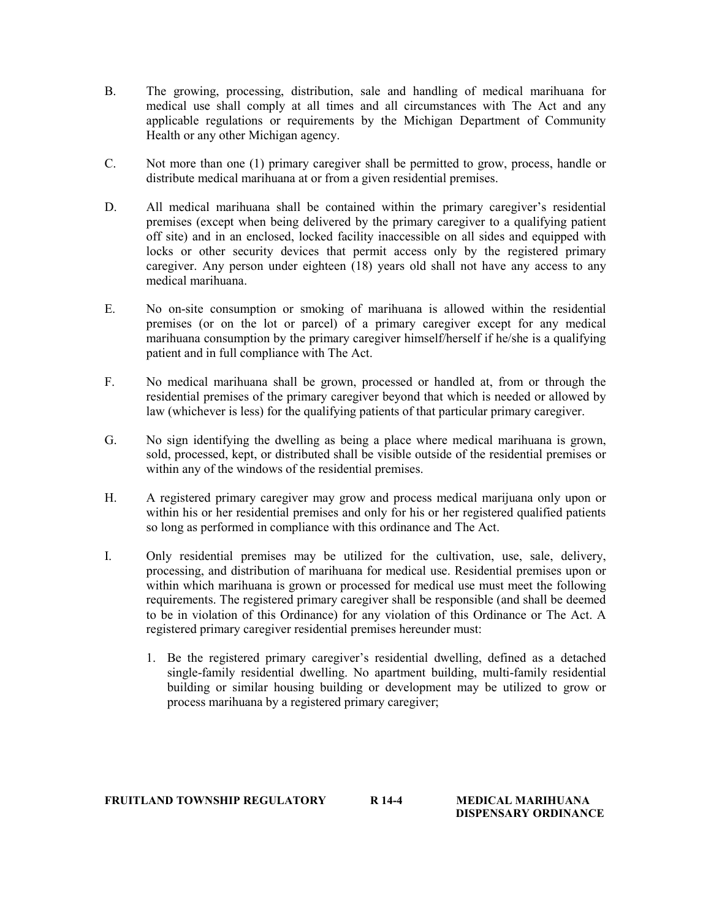B. The growing, processing, distribution, sale and handling of medical marihuana for medical use shall comply at all times and all circumstances with The Act and any applicable regulations or requirements by the Michigan Department of Community Health or any other Michigan agency.

C. Not more than one (1) primary caregiver shall be permitted to grow, process, handle or distribute medical marihuana at or from a given residential premises.

D. All medical marihuana shall be contained within the primary caregiver's residential premises (except when being delivered by the primary caregiver to a qualifying patient off site) and in an enclosed, locked facility inaccessible on all sides and equipped with locks or other security devices that permit access only by the registered primary caregiver. Any person under eighteen (18) years old shall not have any access to any medical marihuana.

E. No on-site consumption or smoking of marihuana is allowed within the residential premises (or on the lot or parcel) of a primary caregiver except for any medical marihuana consumption by the primary caregiver himself/herself if he/she is a qualifying patient and in full compliance with The Act.

F. No medical marihuana shall be grown, processed or handled at, from or through the residential premises of the primary caregiver beyond that which is needed or allowed by law (whichever is less) for the qualifying patients of that particular primary caregiver.

G. No sign identifying the dwelling as being a place where medical marihuana is grown, sold, processed, kept, or distributed shall be visible outside of the residential premises or within any of the windows of the residential premises.

H. A registered primary caregiver may grow and process medical marijuana only upon or within his or her residential premises and only for his or her registered qualified patients so long as performed in compliance with this ordinance and The Act.

I. Only residential premises may be utilized for the cultivation, use, sale, delivery, processing, and distribution of marihuana for medical use. Residential premises upon or within which marihuana is grown or processed for medical use must meet the following requirements. The registered primary caregiver shall be responsible (and shall be deemed to be in violation of this Ordinance) for any violation of this Ordinance or The Act. A registered primary caregiver residential premises hereunder must:

   1. Be the registered primary caregiver's residential dwelling, defined as a detached single-family residential dwelling. No apartment building, multi-family residential building or similar housing building or development may be utilized to grow or process marihuana by a registered primary caregiver;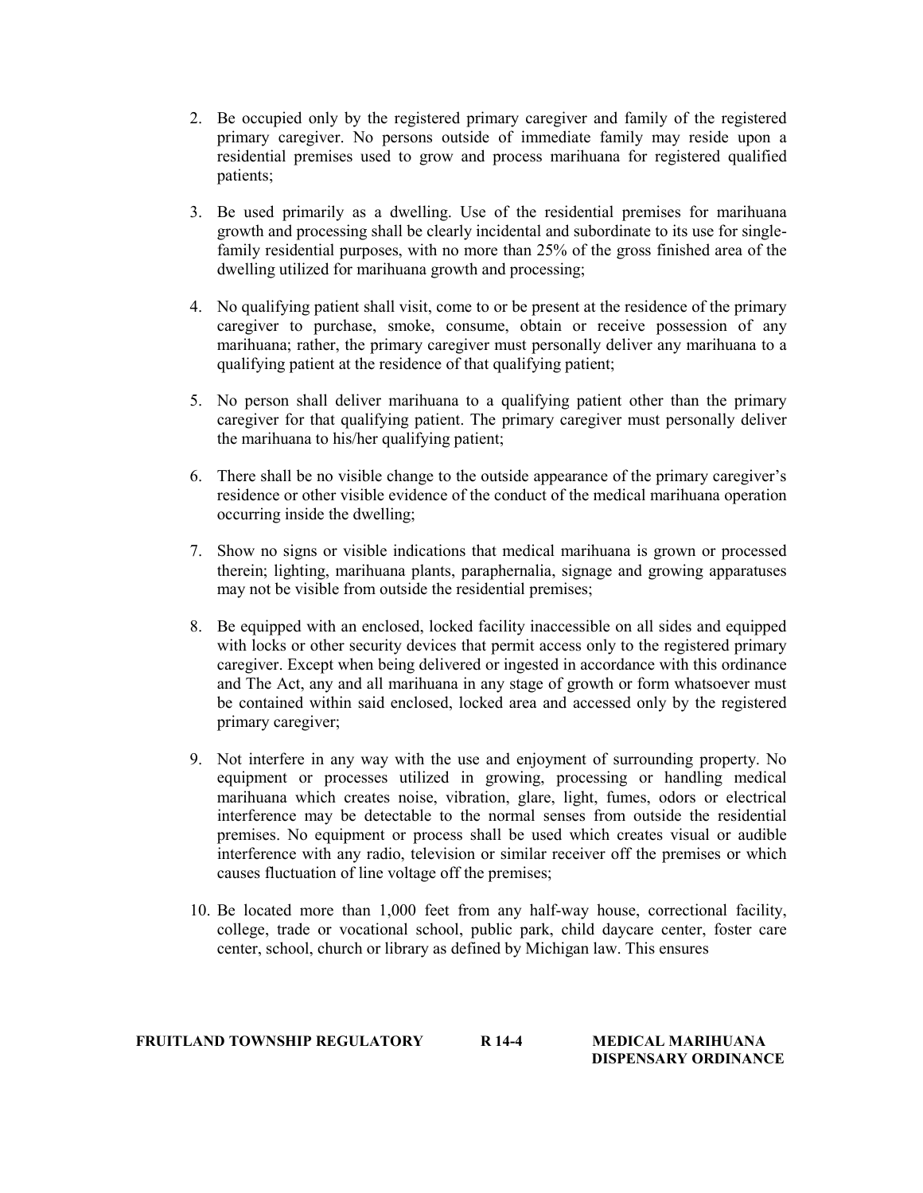2. Be occupied only by the registered primary caregiver and family of the registered primary caregiver. No persons outside of immediate family may reside upon a residential premises used to grow and process marihuana for registered qualified patients;

3. Be used primarily as a dwelling. Use of the residential premises for marihuana growth and processing shall be clearly incidental and subordinate to its use for single-family residential purposes, with no more than 25% of the gross finished area of the dwelling utilized for marihuana growth and processing;

4. No qualifying patient shall visit, come to or be present at the residence of the primary caregiver to purchase, smoke, consume, obtain or receive possession of any marihuana; rather, the primary caregiver must personally deliver any marihuana to a qualifying patient at the residence of that qualifying patient;

5. No person shall deliver marihuana to a qualifying patient other than the primary caregiver for that qualifying patient. The primary caregiver must personally deliver the marihuana to his/her qualifying patient;

6. There shall be no visible change to the outside appearance of the primary caregiver's residence or other visible evidence of the conduct of the medical marihuana operation occurring inside the dwelling;

7. Show no signs or visible indications that medical marihuana is grown or processed therein; lighting, marihuana plants, paraphernalia, signage and growing apparatuses may not be visible from outside the residential premises;

8. Be equipped with an enclosed, locked facility inaccessible on all sides and equipped with locks or other security devices that permit access only to the registered primary caregiver. Except when being delivered or ingested in accordance with this ordinance and The Act, any and all marihuana in any stage of growth or form whatsoever must be contained within said enclosed, locked area and accessed only by the registered primary caregiver;

9. Not interfere in any way with the use and enjoyment of surrounding property. No equipment or processes utilized in growing, processing or handling medical marihuana which creates noise, vibration, glare, light, fumes, odors or electrical interference may be detectable to the normal senses from outside the residential premises. No equipment or process shall be used which creates visual or audible interference with any radio, television or similar receiver off the premises or which causes fluctuation of line voltage off the premises;

10. Be located more than 1,000 feet from any half-way house, correctional facility, college, trade or vocational school, public park, child daycare center, foster care center, school, church or library as defined by Michigan law. This ensures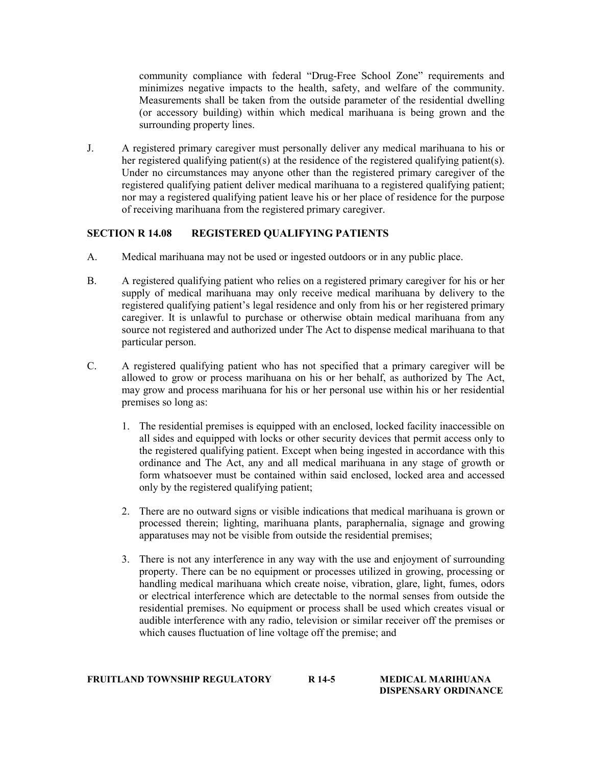community compliance with federal "Drug-Free School Zone" requirements and minimizes negative impacts to the health, safety, and welfare of the community. Measurements shall be taken from the outside parameter of the residential dwelling (or accessory building) within which medical marihuana is being grown and the surrounding property lines.

J. A registered primary caregiver must personally deliver any medical marihuana to his or her registered qualifying patient(s) at the residence of the registered qualifying patient(s). Under no circumstances may anyone other than the registered primary caregiver of the registered qualifying patient deliver medical marihuana to a registered qualifying patient; nor may a registered qualifying patient leave his or her place of residence for the purpose of receiving marihuana from the registered primary caregiver.

## SECTION R 14.08 REGISTERED QUALIFYING PATIENTS

A. Medical marihuana may not be used or ingested outdoors or in any public place.

B. A registered qualifying patient who relies on a registered primary caregiver for his or her supply of medical marihuana may only receive medical marihuana by delivery to the registered qualifying patient's legal residence and only from his or her registered primary caregiver. It is unlawful to purchase or otherwise obtain medical marihuana from any source not registered and authorized under The Act to dispense medical marihuana to that particular person.

C. A registered qualifying patient who has not specified that a primary caregiver will be allowed to grow or process marihuana on his or her behalf, as authorized by The Act, may grow and process marihuana for his or her personal use within his or her residential premises so long as:

1. The residential premises is equipped with an enclosed, locked facility inaccessible on all sides and equipped with locks or other security devices that permit access only to the registered qualifying patient. Except when being ingested in accordance with this ordinance and The Act, any and all medical marihuana in any stage of growth or form whatsoever must be contained within said enclosed, locked area and accessed only by the registered qualifying patient;

2. There are no outward signs or visible indications that medical marihuana is grown or processed therein; lighting, marihuana plants, paraphernalia, signage and growing apparatuses may not be visible from outside the residential premises;

3. There is not any interference in any way with the use and enjoyment of surrounding property. There can be no equipment or processes utilized in growing, processing or handling medical marihuana which create noise, vibration, glare, light, fumes, odors or electrical interference which are detectable to the normal senses from outside the residential premises. No equipment or process shall be used which creates visual or audible interference with any radio, television or similar receiver off the premises or which causes fluctuation of line voltage off the premise; and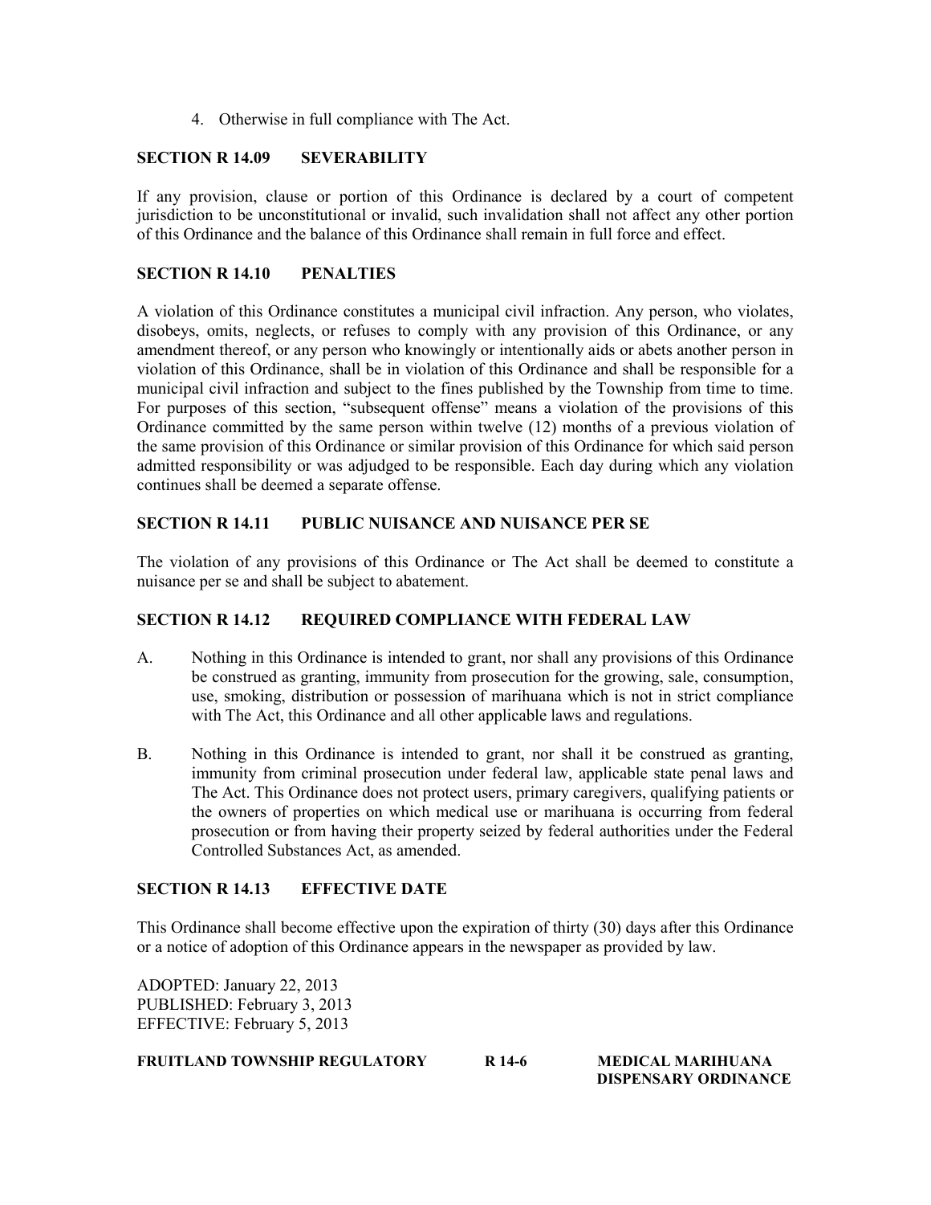4. Otherwise in full compliance with The Act.

## SECTION R 14.09 SEVERABILITY

If any provision, clause or portion of this Ordinance is declared by a court of competent jurisdiction to be unconstitutional or invalid, such invalidation shall not affect any other portion of this Ordinance and the balance of this Ordinance shall remain in full force and effect.

## SECTION R 14.10 PENALTIES

A violation of this Ordinance constitutes a municipal civil infraction. Any person, who violates, disobeys, omits, neglects, or refuses to comply with any provision of this Ordinance, or any amendment thereof, or any person who knowingly or intentionally aids or abets another person in violation of this Ordinance, shall be in violation of this Ordinance and shall be responsible for a municipal civil infraction and subject to the fines published by the Township from time to time. For purposes of this section, "subsequent offense" means a violation of the provisions of this Ordinance committed by the same person within twelve (12) months of a previous violation of the same provision of this Ordinance or similar provision of this Ordinance for which said person admitted responsibility or was adjudged to be responsible. Each day during which any violation continues shall be deemed a separate offense.

## SECTION R 14.11 PUBLIC NUISANCE AND NUISANCE PER SE

The violation of any provisions of this Ordinance or The Act shall be deemed to constitute a nuisance per se and shall be subject to abatement.

## SECTION R 14.12 REQUIRED COMPLIANCE WITH FEDERAL LAW

A. Nothing in this Ordinance is intended to grant, nor shall any provisions of this Ordinance be construed as granting, immunity from prosecution for the growing, sale, consumption, use, smoking, distribution or possession of marihuana which is not in strict compliance with The Act, this Ordinance and all other applicable laws and regulations.

B. Nothing in this Ordinance is intended to grant, nor shall it be construed as granting, immunity from criminal prosecution under federal law, applicable state penal laws and The Act. This Ordinance does not protect users, primary caregivers, qualifying patients or the owners of properties on which medical use or marihuana is occurring from federal prosecution or from having their property seized by federal authorities under the Federal Controlled Substances Act, as amended.

## SECTION R 14.13 EFFECTIVE DATE

This Ordinance shall become effective upon the expiration of thirty (30) days after this Ordinance or a notice of adoption of this Ordinance appears in the newspaper as provided by law.

ADOPTED: January 22, 2013
PUBLISHED: February 3, 2013
EFFECTIVE: February 5, 2013